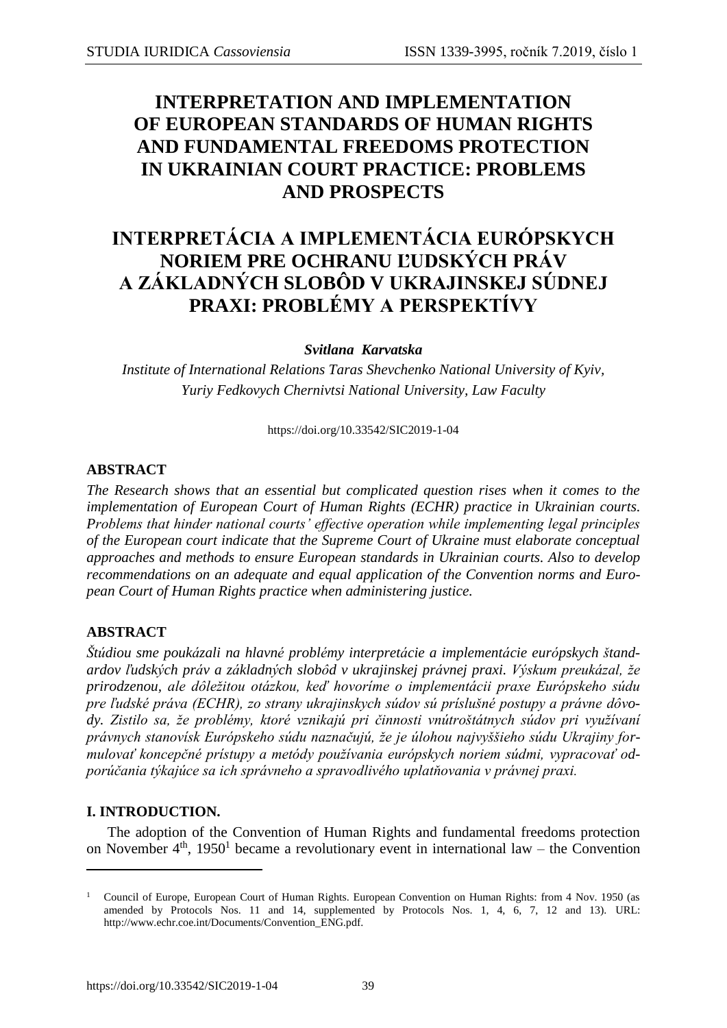# INTERPRETATION AND IMPLEMENTATION OF EUROPEAN STANDARDS OF HUMAN RIGHTS AND FUNDAMENTAL FREEDOMS PROTECTION IN UKRAINIAN COURT PRACTICE: PROBLEMS AND PROSPECTS

# INTERPRETÁCIA A IMPLEMENTÁCIA EURÓPSKYCH NORIEM PRE OCHRANU ĽUDSKÝCH PRÁV A ZÁKLADNÝCH SLOBÔD V UKRAJINSKEJ SÚDNEJ PRAXI: PROBLÉMY A PERSPEKTÍVY

***Svitlana Karvatska***

*Institute of International Relations Taras Shevchenko National University of Kyiv, Yuriy Fedkovych Chernivtsi National University, Law Faculty*

https://doi.org/10.33542/SIC2019-1-04

### ABSTRACT

*The Research shows that an essential but complicated question rises when it comes to the implementation of European Court of Human Rights (ECHR) practice in Ukrainian courts. Problems that hinder national courts' effective operation while implementing legal principles of the European court indicate that the Supreme Court of Ukraine must elaborate conceptual approaches and methods to ensure European standards in Ukrainian courts. Also to develop recommendations on an adequate and equal application of the Convention norms and European Court of Human Rights practice when administering justice.*

### ABSTRACT

*Štúdiou sme poukázali na hlavné problémy interpretácie a implementácie európskych štandardov ľudských práv a základných slobôd v ukrajinskej právnej praxi. Výskum preukázal, že prirodzenou, ale dôležitou otázkou, keď hovoríme o implementácii praxe Európskeho súdu pre ľudské práva (ECHR), zo strany ukrajinskych súdov sú príslušné postupy a právne dôvody. Zistilo sa, že problémy, ktoré vznikajú pri činnosti vnútroštátnych súdov pri využívaní právnych stanovísk Európskeho súdu naznačujú, že je úlohou najvyššieho súdu Ukrajiny formulovať koncepčné prístupy a metódy používania európskych noriem súdmi, vypracovať odporúčania týkajúce sa ich správneho a spravodlivého uplatňovania v právnej praxi.*

## I. INTRODUCTION.

The adoption of the Convention of Human Rights and fundamental freedoms protection on November 4$^{th}$, 1950[1] became a revolutionary event in international law – the Convention

---

[1] Council of Europe, European Court of Human Rights. European Convention on Human Rights: from 4 Nov. 1950 (as amended by Protocols Nos. 11 and 14, supplemented by Protocols Nos. 1, 4, 6, 7, 12 and 13). URL: http://www.echr.coe.int/Documents/Convention_ENG.pdf.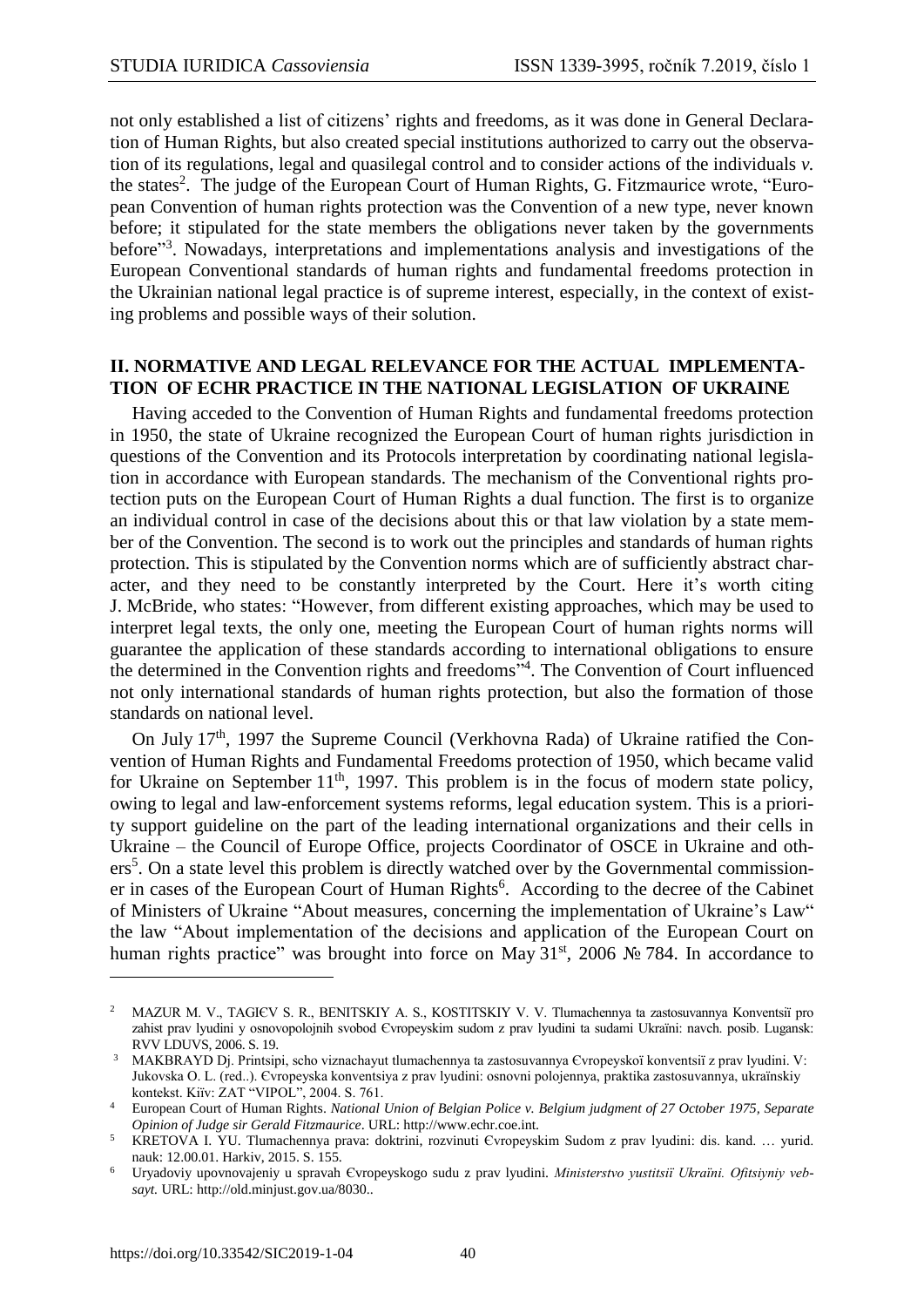not only established a list of citizens' rights and freedoms, as it was done in General Declaration of Human Rights, but also created special institutions authorized to carry out the observation of its regulations, legal and quasilegal control and to consider actions of the individuals *v.* the states[2]. The judge of the European Court of Human Rights, G. Fitzmaurice wrote, "European Convention of human rights protection was the Convention of a new type, never known before; it stipulated for the state members the obligations never taken by the governments before"[3]. Nowadays, interpretations and implementations analysis and investigations of the European Conventional standards of human rights and fundamental freedoms protection in the Ukrainian national legal practice is of supreme interest, especially, in the context of existing problems and possible ways of their solution.

## II. NORMATIVE AND LEGAL RELEVANCE FOR THE ACTUAL IMPLEMENTATION OF ECHR PRACTICE IN THE NATIONAL LEGISLATION OF UKRAINE

Having acceded to the Convention of Human Rights and fundamental freedoms protection in 1950, the state of Ukraine recognized the European Court of human rights jurisdiction in questions of the Convention and its Protocols interpretation by coordinating national legislation in accordance with European standards. The mechanism of the Conventional rights protection puts on the European Court of Human Rights a dual function. The first is to organize an individual control in case of the decisions about this or that law violation by a state member of the Convention. The second is to work out the principles and standards of human rights protection. This is stipulated by the Convention norms which are of sufficiently abstract character, and they need to be constantly interpreted by the Court. Here it's worth citing J. McBride, who states: "However, from different existing approaches, which may be used to interpret legal texts, the only one, meeting the European Court of human rights norms will guarantee the application of these standards according to international obligations to ensure the determined in the Convention rights and freedoms"[4]. The Convention of Court influenced not only international standards of human rights protection, but also the formation of those standards on national level.

On July 17th, 1997 the Supreme Council (Verkhovna Rada) of Ukraine ratified the Convention of Human Rights and Fundamental Freedoms protection of 1950, which became valid for Ukraine on September 11th, 1997. This problem is in the focus of modern state policy, owing to legal and law-enforcement systems reforms, legal education system. This is a priority support guideline on the part of the leading international organizations and their cells in Ukraine – the Council of Europe Office, projects Coordinator of OSCE in Ukraine and others[5]. On a state level this problem is directly watched over by the Governmental commissioner in cases of the European Court of Human Rights[6]. According to the decree of the Cabinet of Ministers of Ukraine "About measures, concerning the implementation of Ukraine's Law" the law "About implementation of the decisions and application of the European Court on human rights practice" was brought into force on May 31st, 2006 № 784. In accordance to

---

[2] MAZUR M. V., TAGIЄV S. R., BENITSKIY A. S., KOSTITSKIY V. V. Tlumachennya ta zastosuvannya Konventsiї pro zahist prav lyudini y osnovopolojnih svobod Єvropeyskim sudom z prav lyudini ta sudami Ukraïni: navch. posib. Lugansk: RVV LDUVS, 2006. S. 19.

[3] MAKBRAYD Dj. Printsipi, scho viznachayut tlumachennya ta zastosuvannya Єvropeyskoї konventsiї z prav lyudini. V: Jukovska O. L. (red..). Єvropeyska konventsiya z prav lyudini: osnovni polojennya, praktika zastosuvannya, ukraïnskiy kontekst. Kiїv: ZAT "VIPOL", 2004. S. 761.

[4] European Court of Human Rights. *National Union of Belgian Police v. Belgium judgment of 27 October 1975, Separate Opinion of Judge sir Gerald Fitzmaurice*. URL: http://www.echr.coe.int.

[5] KRETOVA I. YU. Tlumachennya prava: doktrini, rozvinuti Єvropeyskim Sudom z prav lyudini: dis. kand. … yurid. nauk: 12.00.01. Harkiv, 2015. S. 155.

[6] Uryadoviy upovnovajeniy u spravah Єvropeyskogo sudu z prav lyudini. *Ministerstvo yustitsiї Ukraïni. Ofitsiyniy vebsayt.* URL: http://old.minjust.gov.ua/8030..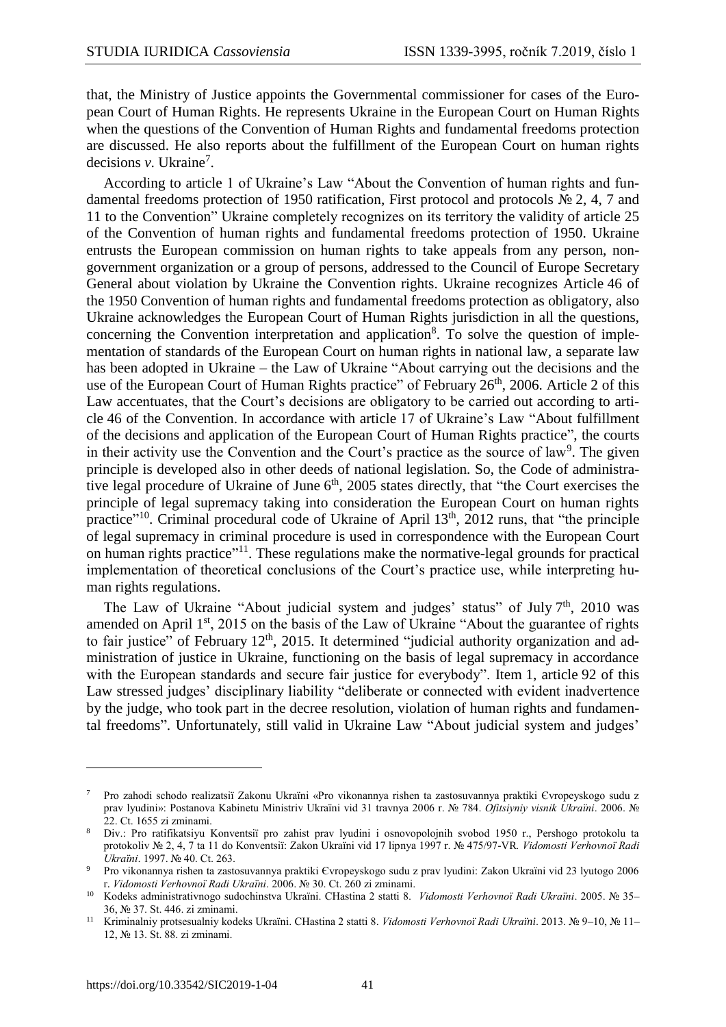that, the Ministry of Justice appoints the Governmental commissioner for cases of the European Court of Human Rights. He represents Ukraine in the European Court on Human Rights when the questions of the Convention of Human Rights and fundamental freedoms protection are discussed. He also reports about the fulfillment of the European Court on human rights decisions *v*. Ukraine[7].

According to article 1 of Ukraine's Law "About the Convention of human rights and fundamental freedoms protection of 1950 ratification, First protocol and protocols № 2, 4, 7 and 11 to the Convention" Ukraine completely recognizes on its territory the validity of article 25 of the Convention of human rights and fundamental freedoms protection of 1950. Ukraine entrusts the European commission on human rights to take appeals from any person, non-government organization or a group of persons, addressed to the Council of Europe Secretary General about violation by Ukraine the Convention rights. Ukraine recognizes Article 46 of the 1950 Convention of human rights and fundamental freedoms protection as obligatory, also Ukraine acknowledges the European Court of Human Rights jurisdiction in all the questions, concerning the Convention interpretation and application[8]. To solve the question of implementation of standards of the European Court on human rights in national law, a separate law has been adopted in Ukraine – the Law of Ukraine "About carrying out the decisions and the use of the European Court of Human Rights practice" of February 26th, 2006. Article 2 of this Law accentuates, that the Court's decisions are obligatory to be carried out according to article 46 of the Convention. In accordance with article 17 of Ukraine's Law "About fulfillment of the decisions and application of the European Court of Human Rights practice", the courts in their activity use the Convention and the Court's practice as the source of law[9]. The given principle is developed also in other deeds of national legislation. So, the Code of administrative legal procedure of Ukraine of June 6th, 2005 states directly, that "the Court exercises the principle of legal supremacy taking into consideration the European Court on human rights practice"[10]. Criminal procedural code of Ukraine of April 13th, 2012 runs, that "the principle of legal supremacy in criminal procedure is used in correspondence with the European Court on human rights practice"[11]. These regulations make the normative-legal grounds for practical implementation of theoretical conclusions of the Court's practice use, while interpreting human rights regulations.

The Law of Ukraine "About judicial system and judges' status" of July 7th, 2010 was amended on April 1st, 2015 on the basis of the Law of Ukraine "About the guarantee of rights to fair justice" of February 12th, 2015. It determined "judicial authority organization and administration of justice in Ukraine, functioning on the basis of legal supremacy in accordance with the European standards and secure fair justice for everybody". Item 1, article 92 of this Law stressed judges' disciplinary liability "deliberate or connected with evident inadvertence by the judge, who took part in the decree resolution, violation of human rights and fundamental freedoms". Unfortunately, still valid in Ukraine Law "About judicial system and judges'

---

[7] Pro zahodi schodo realizatsiï Zakonu Ukraïni «Pro vikonannya rishen ta zastosuvannya praktiki Єvropeyskogo sudu z prav lyudini»: Postanova Kabinetu Ministriv Ukraïni vid 31 travnya 2006 r. № 784. *Ofitsiyniy visnik Ukraïni*. 2006. № 22. Ct. 1655 zi zminami.

[8] Div.: Pro ratifikatsiyu Konventsiï pro zahist prav lyudini i osnovopolojnih svobod 1950 r., Pershogo protokolu ta protokoliv № 2, 4, 7 ta 11 do Konventsiï: Zakon Ukraïni vid 17 lipnya 1997 r. № 475/97-VR. *Vidomosti Verhovnoï Radi Ukraïni*. 1997. № 40. Ct. 263.

[9] Pro vikonannya rishen ta zastosuvannya praktiki Єvropeyskogo sudu z prav lyudini: Zakon Ukraïni vid 23 lyutogo 2006 r. *Vidomosti Verhovnoï Radi Ukraïni*. 2006. № 30. Ct. 260 zi zminami.

[10] Kodeks administrativnogo sudochinstva Ukraïni. CHastina 2 statti 8. *Vidomosti Verhovnoï Radi Ukraïni*. 2005. № 35–36, № 37. St. 446. zi zminami.

[11] Kriminalniy protsesualniy kodeks Ukraïni. CHastina 2 statti 8. *Vidomosti Verhovnoï Radi Ukraïni*. 2013. № 9–10, № 11–12, № 13. St. 88. zi zminami.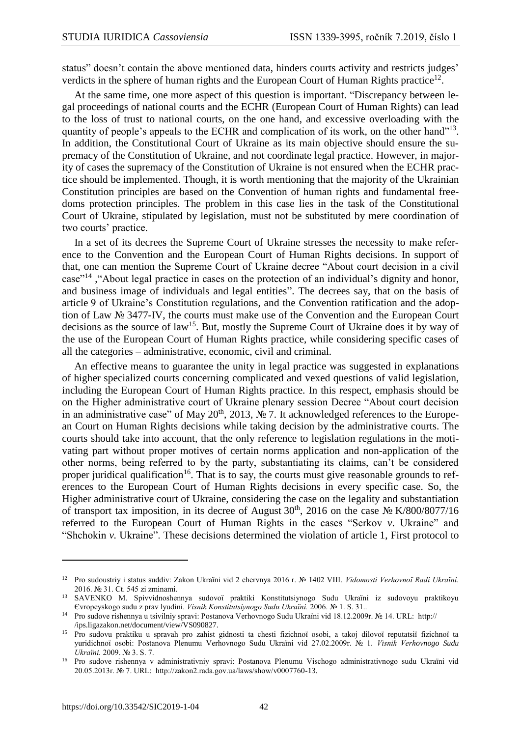status" doesn't contain the above mentioned data, hinders courts activity and restricts judges' verdicts in the sphere of human rights and the European Court of Human Rights practice[12].

At the same time, one more aspect of this question is important. "Discrepancy between legal proceedings of national courts and the ECHR (European Court of Human Rights) can lead to the loss of trust to national courts, on the one hand, and excessive overloading with the quantity of people's appeals to the ECHR and complication of its work, on the other hand"[13]. In addition, the Constitutional Court of Ukraine as its main objective should ensure the supremacy of the Constitution of Ukraine, and not coordinate legal practice. However, in majority of cases the supremacy of the Constitution of Ukraine is not ensured when the ECHR practice should be implemented. Though, it is worth mentioning that the majority of the Ukrainian Constitution principles are based on the Convention of human rights and fundamental freedoms protection principles. The problem in this case lies in the task of the Constitutional Court of Ukraine, stipulated by legislation, must not be substituted by mere coordination of two courts' practice.

In a set of its decrees the Supreme Court of Ukraine stresses the necessity to make reference to the Convention and the European Court of Human Rights decisions. In support of that, one can mention the Supreme Court of Ukraine decree "About court decision in a civil case"[14] ,"About legal practice in cases on the protection of an individual's dignity and honor, and business image of individuals and legal entities". The decrees say, that on the basis of article 9 of Ukraine's Constitution regulations, and the Convention ratification and the adoption of Law № 3477-IV, the courts must make use of the Convention and the European Court decisions as the source of law[15]. But, mostly the Supreme Court of Ukraine does it by way of the use of the European Court of Human Rights practice, while considering specific cases of all the categories – administrative, economic, civil and criminal.

An effective means to guarantee the unity in legal practice was suggested in explanations of higher specialized courts concerning complicated and vexed questions of valid legislation, including the European Court of Human Rights plenary session Decree "About court decision in an administrative case" of May 20th, 2013, № 7. It acknowledged references to the European Court on Human Rights decisions while taking decision by the administrative courts. The courts should take into account, that the only reference to legislation regulations in the motivating part without proper motives of certain norms application and non-application of the other norms, being referred to by the party, substantiating its claims, can't be considered proper juridical qualification[16]. That is to say, the courts must give reasonable grounds to references to the European Court of Human Rights decisions in every specific case. So, the Higher administrative court of Ukraine, considering the case on the legality and substantiation of transport tax imposition, in its decree of August 30th, 2016 on the case № K/800/8077/16 referred to the European Court of Human Rights in the cases "Serkov *v.* Ukraine" and "Shchokin *v.* Ukraine". These decisions determined the violation of article 1, First protocol to

---

[12] Pro sudoustriy i status suddiv: Zakon Ukraïni vid 2 chervnya 2016 r. № 1402 VIII. *Vidomosti Verhovnoï Radi Ukraïni.* 2016. № 31. Ct. 545 zi zminami.

[13] SAVENKO M. Spivvidnoshennya sudovoï praktiki Konstitutsiynogo Sudu Ukraïni iz sudovoyu praktikoyu Єvropeyskogo sudu z prav lyudini. *Visnik Konstitutsiynogo Sudu Ukraïni.* 2006. № 1. S. 31..

[14] Pro sudove rishennya u tsivilniy spravi: Postanova Verhovnogo Sudu Ukraïni vid 18.12.2009r. № 14. URL: http:// /ips.ligazakon.net/document/view/VS090827.

[15] Pro sudovu praktiku u spravah pro zahist gidnosti ta chesti fizichnoï osobi, a takoj dilovoï reputatsiï fizichnoï ta yuridichnoï osobi: Postanova Plenumu Verhovnogo Sudu Ukraïni vid 27.02.2009r. № 1. *Visnik Verhovnogo Sudu Ukraïni.* 2009. № 3. S. 7.

[16] Pro sudove rishennya v administrativniy spravi: Postanova Plenumu Vischogo administrativnogo sudu Ukraïni vid 20.05.2013r. № 7. URL: http://zakon2.rada.gov.ua/laws/show/v0007760-13.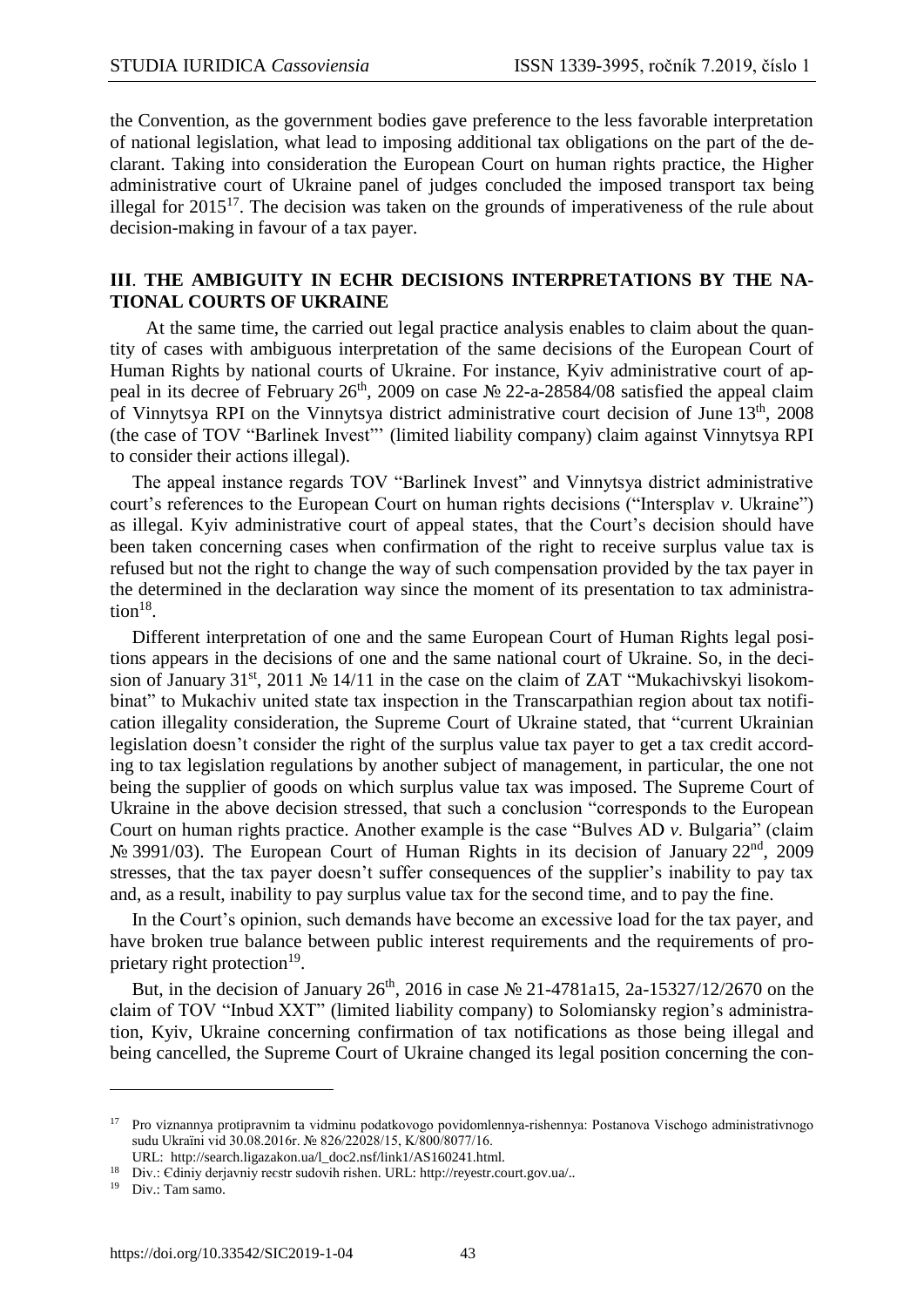the Convention, as the government bodies gave preference to the less favorable interpretation of national legislation, what lead to imposing additional tax obligations on the part of the declarant. Taking into consideration the European Court on human rights practice, the Higher administrative court of Ukraine panel of judges concluded the imposed transport tax being illegal for 2015[17]. The decision was taken on the grounds of imperativeness of the rule about decision-making in favour of a tax payer.

## III. THE AMBIGUITY IN ECHR DECISIONS INTERPRETATIONS BY THE NATIONAL COURTS OF UKRAINE

At the same time, the carried out legal practice analysis enables to claim about the quantity of cases with ambiguous interpretation of the same decisions of the European Court of Human Rights by national courts of Ukraine. For instance, Kyiv administrative court of appeal in its decree of February 26th, 2009 on case № 22-a-28584/08 satisfied the appeal claim of Vinnytsya RPI on the Vinnytsya district administrative court decision of June 13th, 2008 (the case of TOV "Barlinek Invest"' (limited liability company) claim against Vinnytsya RPI to consider their actions illegal).

The appeal instance regards TOV "Barlinek Invest" and Vinnytsya district administrative court's references to the European Court on human rights decisions ("Intersplav *v*. Ukraine") as illegal. Kyiv administrative court of appeal states, that the Court's decision should have been taken concerning cases when confirmation of the right to receive surplus value tax is refused but not the right to change the way of such compensation provided by the tax payer in the determined in the declaration way since the moment of its presentation to tax administration[18].

Different interpretation of one and the same European Court of Human Rights legal positions appears in the decisions of one and the same national court of Ukraine. So, in the decision of January 31st, 2011 № 14/11 in the case on the claim of ZAT "Mukachivskyi lisokombinat" to Mukachiv united state tax inspection in the Transcarpathian region about tax notification illegality consideration, the Supreme Court of Ukraine stated, that "current Ukrainian legislation doesn't consider the right of the surplus value tax payer to get a tax credit according to tax legislation regulations by another subject of management, in particular, the one not being the supplier of goods on which surplus value tax was imposed. The Supreme Court of Ukraine in the above decision stressed, that such a conclusion "corresponds to the European Court on human rights practice. Another example is the case "Bulves AD *v*. Bulgaria" (claim № 3991/03). The European Court of Human Rights in its decision of January 22nd, 2009 stresses, that the tax payer doesn't suffer consequences of the supplier's inability to pay tax and, as a result, inability to pay surplus value tax for the second time, and to pay the fine.

In the Court's opinion, such demands have become an excessive load for the tax payer, and have broken true balance between public interest requirements and the requirements of proprietary right protection[19].

But, in the decision of January 26th, 2016 in case № 21-4781a15, 2a-15327/12/2670 on the claim of TOV "Inbud XXT" (limited liability company) to Solomiansky region's administration, Kyiv, Ukraine concerning confirmation of tax notifications as those being illegal and being cancelled, the Supreme Court of Ukraine changed its legal position concerning the con-

---

[17] Pro viznannya protipravnim ta vidminu podatkovogo povidomlennya-rishennya: Postanova Vischogo administrativnogo sudu Ukraïni vid 30.08.2016r. № 826/22028/15, K/800/8077/16. URL: http://search.ligazakon.ua/l_doc2.nsf/link1/AS160241.html.

[18] Div.: Єdiniy derjavniy reєstr sudovih rishen. URL: http://reyestr.court.gov.ua/..

[19] Div.: Tam samo.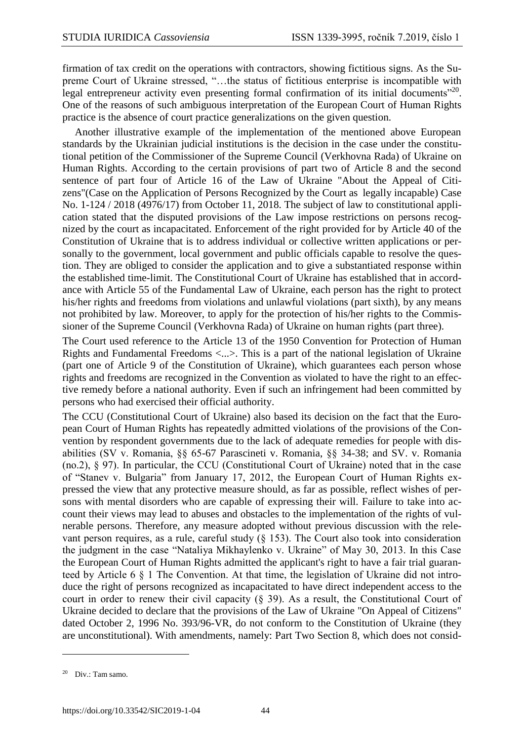firmation of tax credit on the operations with contractors, showing fictitious signs. As the Supreme Court of Ukraine stressed, "…the status of fictitious enterprise is incompatible with legal entrepreneur activity even presenting formal confirmation of its initial documents"[20]. One of the reasons of such ambiguous interpretation of the European Court of Human Rights practice is the absence of court practice generalizations on the given question.

Another illustrative example of the implementation of the mentioned above European standards by the Ukrainian judicial institutions is the decision in the case under the constitutional petition of the Commissioner of the Supreme Council (Verkhovna Rada) of Ukraine on Human Rights. According to the certain provisions of part two of Article 8 and the second sentence of part four of Article 16 of the Law of Ukraine "About the Appeal of Citizens"(Case on the Application of Persons Recognized by the Court as legally incapable) Case No. 1-124 / 2018 (4976/17) from October 11, 2018. The subject of law to constitutional application stated that the disputed provisions of the Law impose restrictions on persons recognized by the court as incapacitated. Enforcement of the right provided for by Article 40 of the Constitution of Ukraine that is to address individual or collective written applications or personally to the government, local government and public officials capable to resolve the question. They are obliged to consider the application and to give a substantiated response within the established time-limit. The Constitutional Court of Ukraine has established that in accordance with Article 55 of the Fundamental Law of Ukraine, each person has the right to protect his/her rights and freedoms from violations and unlawful violations (part sixth), by any means not prohibited by law. Moreover, to apply for the protection of his/her rights to the Commissioner of the Supreme Council (Verkhovna Rada) of Ukraine on human rights (part three).

The Court used reference to the Article 13 of the 1950 Convention for Protection of Human Rights and Fundamental Freedoms <...>. This is a part of the national legislation of Ukraine (part one of Article 9 of the Constitution of Ukraine), which guarantees each person whose rights and freedoms are recognized in the Convention as violated to have the right to an effective remedy before a national authority. Even if such an infringement had been committed by persons who had exercised their official authority.

The CCU (Constitutional Court of Ukraine) also based its decision on the fact that the European Court of Human Rights has repeatedly admitted violations of the provisions of the Convention by respondent governments due to the lack of adequate remedies for people with disabilities (SV v. Romania, §§ 65-67 Parascineti v. Romania, §§ 34-38; and SV. v. Romania (no.2), § 97). In particular, the CCU (Constitutional Court of Ukraine) noted that in the case of "Stanev v. Bulgaria" from January 17, 2012, the European Court of Human Rights expressed the view that any protective measure should, as far as possible, reflect wishes of persons with mental disorders who are capable of expressing their will. Failure to take into account their views may lead to abuses and obstacles to the implementation of the rights of vulnerable persons. Therefore, any measure adopted without previous discussion with the relevant person requires, as a rule, careful study (§ 153). The Court also took into consideration the judgment in the case "Nataliya Mikhaylenko v. Ukraine" of May 30, 2013. In this Case the European Court of Human Rights admitted the applicant's right to have a fair trial guaranteed by Article 6 § 1 The Convention. At that time, the legislation of Ukraine did not introduce the right of persons recognized as incapacitated to have direct independent access to the court in order to renew their civil capacity (§ 39). As a result, the Constitutional Court of Ukraine decided to declare that the provisions of the Law of Ukraine "On Appeal of Citizens" dated October 2, 1996 No. 393/96-VR, do not conform to the Constitution of Ukraine (they are unconstitutional). With amendments, namely: Part Two Section 8, which does not consid-

[20] Div.: Tam samo.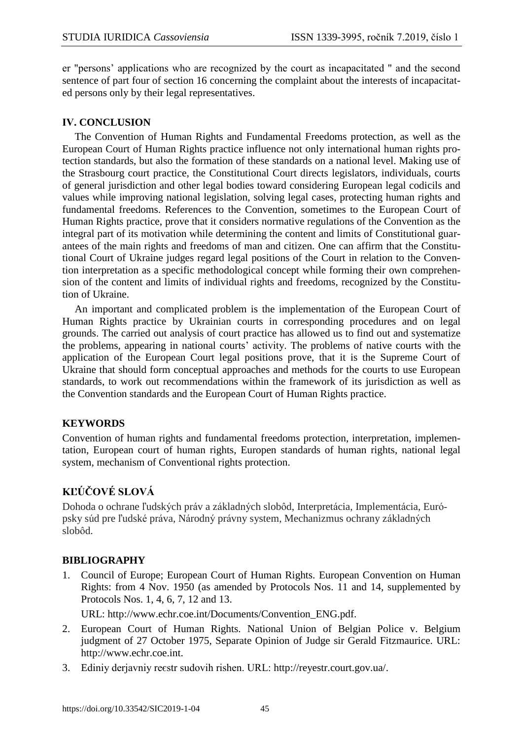er "persons' applications who are recognized by the court as incapacitated " and the second sentence of part four of section 16 concerning the complaint about the interests of incapacitated persons only by their legal representatives.

## IV. CONCLUSION

The Convention of Human Rights and Fundamental Freedoms protection, as well as the European Court of Human Rights practice influence not only international human rights protection standards, but also the formation of these standards on a national level. Making use of the Strasbourg court practice, the Constitutional Court directs legislators, individuals, courts of general jurisdiction and other legal bodies toward considering European legal codicils and values while improving national legislation, solving legal cases, protecting human rights and fundamental freedoms. References to the Convention, sometimes to the European Court of Human Rights practice, prove that it considers normative regulations of the Convention as the integral part of its motivation while determining the content and limits of Constitutional guarantees of the main rights and freedoms of man and citizen. One can affirm that the Constitutional Court of Ukraine judges regard legal positions of the Court in relation to the Convention interpretation as a specific methodological concept while forming their own comprehension of the content and limits of individual rights and freedoms, recognized by the Constitution of Ukraine.

An important and complicated problem is the implementation of the European Court of Human Rights practice by Ukrainian courts in corresponding procedures and on legal grounds. The carried out analysis of court practice has allowed us to find out and systematize the problems, appearing in national courts' activity. The problems of native courts with the application of the European Court legal positions prove, that it is the Supreme Court of Ukraine that should form conceptual approaches and methods for the courts to use European standards, to work out recommendations within the framework of its jurisdiction as well as the Convention standards and the European Court of Human Rights practice.

## KEYWORDS

Convention of human rights and fundamental freedoms protection, interpretation, implementation, European court of human rights, Europen standards of human rights, national legal system, mechanism of Conventional rights protection.

## KĽÚČOVÉ SLOVÁ

Dohoda o ochrane ľudských práv a základných slobôd, Interpretácia, Implementácia, Európsky súd pre ľudské práva, Národný právny system, Mechanizmus ochrany základných slobôd.

## BIBLIOGRAPHY

1. Council of Europe; European Court of Human Rights. European Convention on Human Rights: from 4 Nov. 1950 (as amended by Protocols Nos. 11 and 14, supplemented by Protocols Nos. 1, 4, 6, 7, 12 and 13.

   URL: http://www.echr.coe.int/Documents/Convention_ENG.pdf.
2. European Court of Human Rights. National Union of Belgian Police v. Belgium judgment of 27 October 1975, Separate Opinion of Judge sir Gerald Fitzmaurice. URL: http://www.echr.coe.int.
3. Ediniy derjavniy reєstr sudovih rishen. URL: http://reyestr.court.gov.ua/.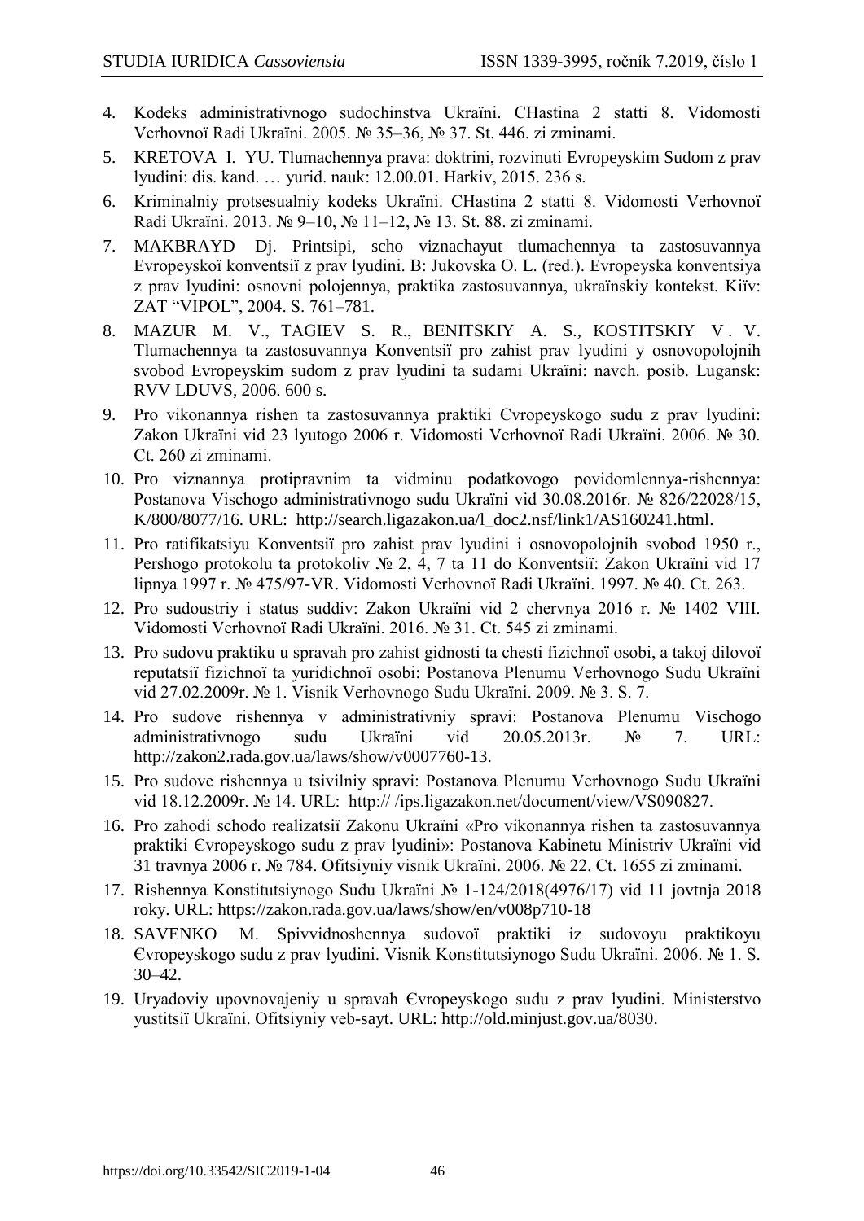4. Kodeks administrativnogo sudochinstva Ukraïni. CHastina 2 statti 8. Vidomosti Verhovnoï Radi Ukraïni. 2005. № 35–36, № 37. St. 446. zi zminami.
5. KRETOVA I. YU. Tlumachennya prava: doktrini, rozvinuti Evropeyskim Sudom z prav lyudini: dis. kand. … yurid. nauk: 12.00.01. Harkiv, 2015. 236 s.
6. Kriminalniy protsesualniy kodeks Ukraïni. CHastina 2 statti 8. Vidomosti Verhovnoï Radi Ukraïni. 2013. № 9–10, № 11–12, № 13. St. 88. zi zminami.
7. MAKBRAYD Dj. Printsipi, scho viznachayut tlumachennya ta zastosuvannya Evropeyskoï konventsiï z prav lyudini. B: Jukovska O. L. (red.). Evropeyska konventsiya z prav lyudini: osnovni polojennya, praktika zastosuvannya, ukraïnskiy kontekst. Kiïv: ZAT "VIPOL", 2004. S. 761–781.
8. MAZUR M. V., TAGIEV S. R., BENITSKIY A. S., KOSTITSKIY V. V. Tlumachennya ta zastosuvannya Konventsiï pro zahist prav lyudini y osnovopolojnih svobod Evropeyskim sudom z prav lyudini ta sudami Ukraïni: navch. posib. Lugansk: RVV LDUVS, 2006. 600 s.
9. Pro vikonannya rishen ta zastosuvannya praktiki Єvropeyskogo sudu z prav lyudini: Zakon Ukraïni vid 23 lyutogo 2006 r. Vidomosti Verhovnoï Radi Ukraïni. 2006. № 30. Ct. 260 zi zminami.
10. Pro viznannya protipravnim ta vidminu podatkovogo povidomlennya-rishennya: Postanova Vischogo administrativnogo sudu Ukraïni vid 30.08.2016r. № 826/22028/15, K/800/8077/16. URL: http://search.ligazakon.ua/l_doc2.nsf/link1/AS160241.html.
11. Pro ratifikatsiyu Konventsiï pro zahist prav lyudini i osnovopolojnih svobod 1950 r., Pershogo protokolu ta protokoliv № 2, 4, 7 ta 11 do Konventsiï: Zakon Ukraïni vid 17 lipnya 1997 r. № 475/97-VR. Vidomosti Verhovnoï Radi Ukraïni. 1997. № 40. Ct. 263.
12. Pro sudoustriy i status suddiv: Zakon Ukraïni vid 2 chervnya 2016 r. № 1402 VIII. Vidomosti Verhovnoï Radi Ukraïni. 2016. № 31. Ct. 545 zi zminami.
13. Pro sudovu praktiku u spravah pro zahist gidnosti ta chesti fizichnoï osobi, a takoj dilovoï reputatsiï fizichnoï ta yuridichnoï osobi: Postanova Plenumu Verhovnogo Sudu Ukraïni vid 27.02.2009r. № 1. Visnik Verhovnogo Sudu Ukraïni. 2009. № 3. S. 7.
14. Pro sudove rishennya v administrativniy spravi: Postanova Plenumu Vischogo administrativnogo sudu Ukraïni vid 20.05.2013r. № 7. URL: http://zakon2.rada.gov.ua/laws/show/v0007760-13.
15. Pro sudove rishennya u tsivilniy spravi: Postanova Plenumu Verhovnogo Sudu Ukraïni vid 18.12.2009r. № 14. URL: http:// /ips.ligazakon.net/document/view/VS090827.
16. Pro zahodi schodo realizatsiï Zakonu Ukraïni «Pro vikonannya rishen ta zastosuvannya praktiki Єvropeyskogo sudu z prav lyudini»: Postanova Kabinetu Ministriv Ukraïni vid 31 travnya 2006 r. № 784. Ofitsiyniy visnik Ukraïni. 2006. № 22. Ct. 1655 zi zminami.
17. Rishennya Konstitutsiynogo Sudu Ukraïni № 1-124/2018(4976/17) vid 11 jovtnja 2018 roky. URL: https://zakon.rada.gov.ua/laws/show/en/v008p710-18
18. SAVENKO M. Spivvidnoshennya sudovoï praktiki iz sudovoyu praktikoyu Єvropeyskogo sudu z prav lyudini. Visnik Konstitutsiynogo Sudu Ukraïni. 2006. № 1. S. 30–42.
19. Uryadoviy upovnovajeniy u spravah Єvropeyskogo sudu z prav lyudini. Ministerstvo yustitsiï Ukraïni. Ofitsiyniy veb-sayt. URL: http://old.minjust.gov.ua/8030.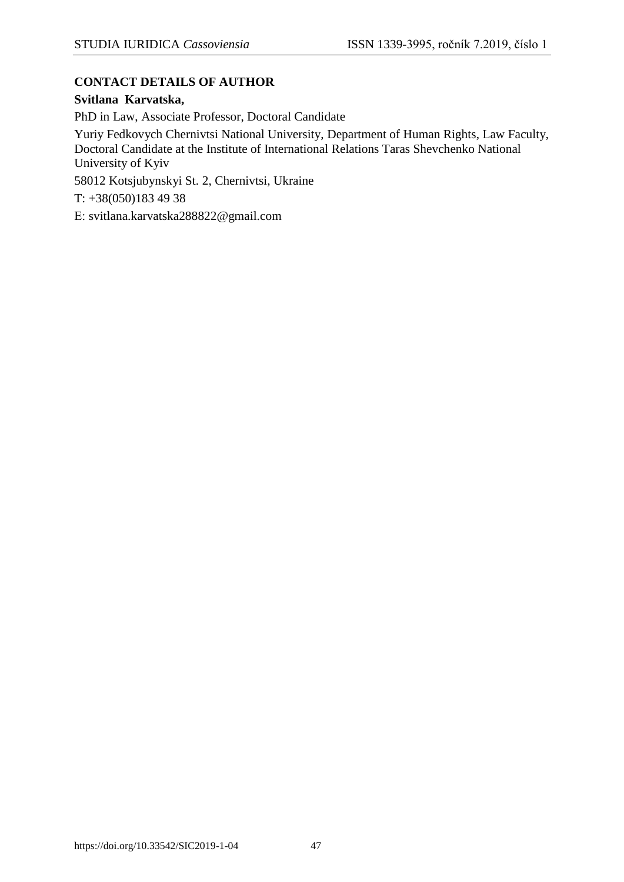**CONTACT DETAILS OF AUTHOR**

**Svitlana Karvatska,**

PhD in Law, Associate Professor, Doctoral Candidate

Yuriy Fedkovych Chernivtsi National University, Department of Human Rights, Law Faculty, Doctoral Candidate at the Institute of International Relations Taras Shevchenko National University of Kyiv

58012 Kotsjubynskyi St. 2, Chernivtsi, Ukraine

T: +38(050)183 49 38

E: svitlana.karvatska288822@gmail.com